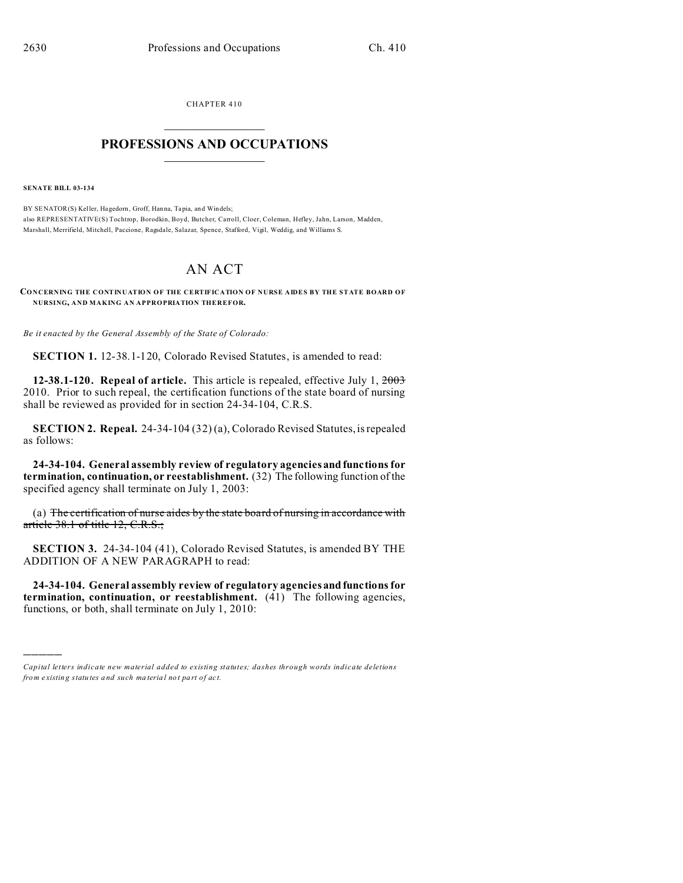CHAPTER 410

# PROFESSIONS AND OCCUPATIONS

**SENATE BILL 03-134**

BY SENATOR(S) Keller, Hagedorn, Groff, Hanna, Tapia, and Windels;
also REPRESENTATIVE(S) Tochtrop, Borodkin, Boyd, Butcher, Carroll, Cloer, Coleman, Hefley, Jahn, Larson, Madden, Marshall, Merrifield, Mitchell, Paccione, Ragsdale, Salazar, Spence, Stafford, Vigil, Weddig, and Williams S.

# AN ACT

**CONCERNING THE CONTINUATION OF THE CERTIFICATION OF NURSE AIDES BY THE STATE BOARD OF NURSING, AND MAKING AN APPROPRIATION THEREFOR.**

*Be it enacted by the General Assembly of the State of Colorado:*

**SECTION 1.** 12-38.1-120, Colorado Revised Statutes, is amended to read:

**12-38.1-120. Repeal of article.** This article is repealed, effective July 1, ~~2003~~ 2010. Prior to such repeal, the certification functions of the state board of nursing shall be reviewed as provided for in section 24-34-104, C.R.S.

**SECTION 2. Repeal.** 24-34-104 (32) (a), Colorado Revised Statutes, is repealed as follows:

**24-34-104. General assembly review of regulatory agencies and functions for termination, continuation, or reestablishment.** (32) The following function of the specified agency shall terminate on July 1, 2003:

(a) ~~The certification of nurse aides by the state board of nursing in accordance with article 38.1 of title 12, C.R.S.;~~

**SECTION 3.** 24-34-104 (41), Colorado Revised Statutes, is amended BY THE ADDITION OF A NEW PARAGRAPH to read:

**24-34-104. General assembly review of regulatory agencies and functions for termination, continuation, or reestablishment.** (41) The following agencies, functions, or both, shall terminate on July 1, 2010:

---

*Capital letters indicate new material added to existing statutes; dashes through words indicate deletions from existing statutes and such material not part of act.*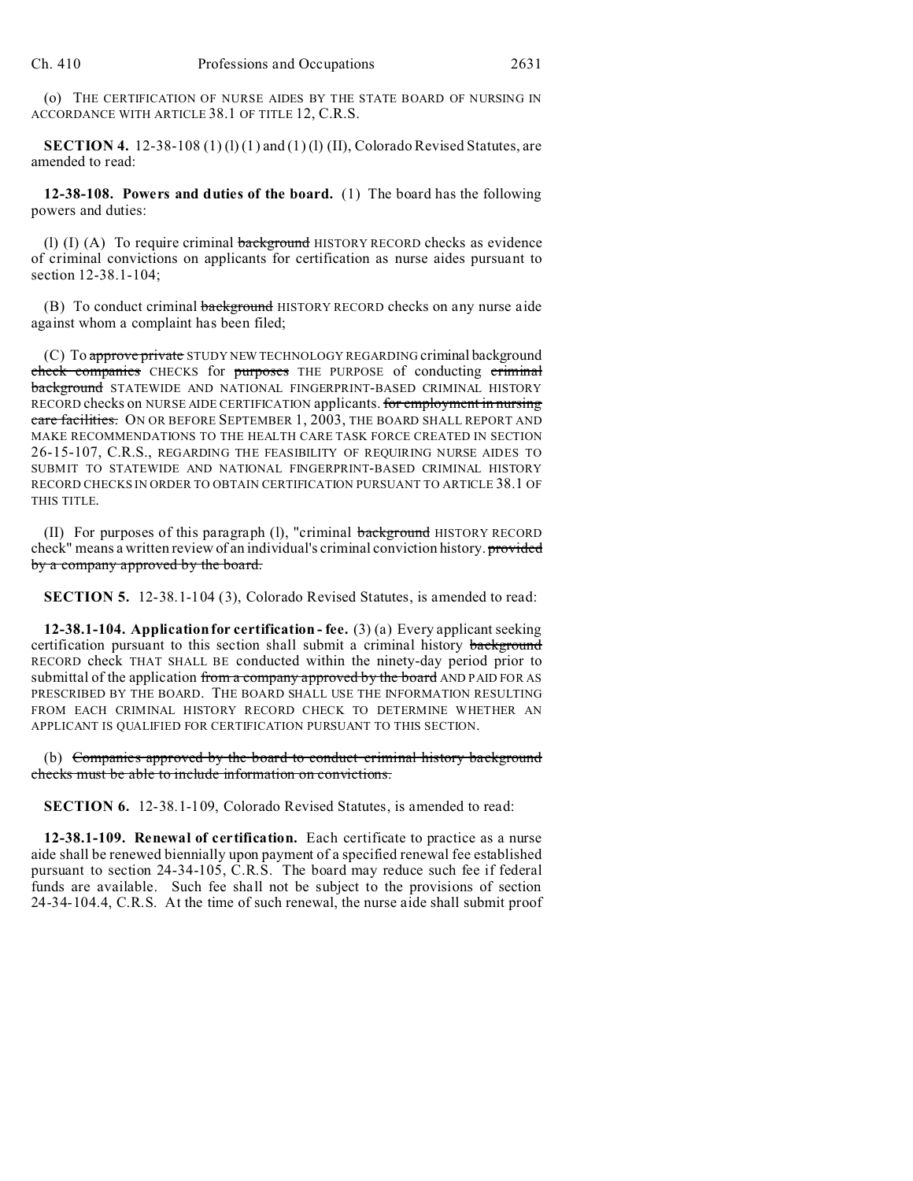(o) THE CERTIFICATION OF NURSE AIDES BY THE STATE BOARD OF NURSING IN ACCORDANCE WITH ARTICLE 38.1 OF TITLE 12, C.R.S.

**SECTION 4.** 12-38-108 (1) (l) (I) and (1) (l) (II), Colorado Revised Statutes, are amended to read:

**12-38-108. Powers and duties of the board.** (1) The board has the following powers and duties:

(l) (I) (A) To require criminal ~~background~~ HISTORY RECORD checks as evidence of criminal convictions on applicants for certification as nurse aides pursuant to section 12-38.1-104;

(B) To conduct criminal ~~background~~ HISTORY RECORD checks on any nurse aide against whom a complaint has been filed;

(C) To ~~approve private~~ STUDY NEW TECHNOLOGY REGARDING criminal background ~~check companies~~ CHECKS for ~~purposes~~ THE PURPOSE of conducting ~~criminal background~~ STATEWIDE AND NATIONAL FINGERPRINT-BASED CRIMINAL HISTORY RECORD checks on NURSE AIDE CERTIFICATION applicants. ~~for employment in nursing care facilities.~~ ON OR BEFORE SEPTEMBER 1, 2003, THE BOARD SHALL REPORT AND MAKE RECOMMENDATIONS TO THE HEALTH CARE TASK FORCE CREATED IN SECTION 26-15-107, C.R.S., REGARDING THE FEASIBILITY OF REQUIRING NURSE AIDES TO SUBMIT TO STATEWIDE AND NATIONAL FINGERPRINT-BASED CRIMINAL HISTORY RECORD CHECKS IN ORDER TO OBTAIN CERTIFICATION PURSUANT TO ARTICLE 38.1 OF THIS TITLE.

(II) For purposes of this paragraph (l), "criminal ~~background~~ HISTORY RECORD check" means a written review of an individual's criminal conviction history. ~~provided by a company approved by the board.~~

**SECTION 5.** 12-38.1-104 (3), Colorado Revised Statutes, is amended to read:

**12-38.1-104. Application for certification - fee.** (3) (a) Every applicant seeking certification pursuant to this section shall submit a criminal history ~~background~~ RECORD check THAT SHALL BE conducted within the ninety-day period prior to submittal of the application ~~from a company approved by the board~~ AND PAID FOR AS PRESCRIBED BY THE BOARD. THE BOARD SHALL USE THE INFORMATION RESULTING FROM EACH CRIMINAL HISTORY RECORD CHECK TO DETERMINE WHETHER AN APPLICANT IS QUALIFIED FOR CERTIFICATION PURSUANT TO THIS SECTION.

(b) ~~Companies approved by the board to conduct criminal history background checks must be able to include information on convictions.~~

**SECTION 6.** 12-38.1-109, Colorado Revised Statutes, is amended to read:

**12-38.1-109. Renewal of certification.** Each certificate to practice as a nurse aide shall be renewed biennially upon payment of a specified renewal fee established pursuant to section 24-34-105, C.R.S. The board may reduce such fee if federal funds are available. Such fee shall not be subject to the provisions of section 24-34-104.4, C.R.S. At the time of such renewal, the nurse aide shall submit proof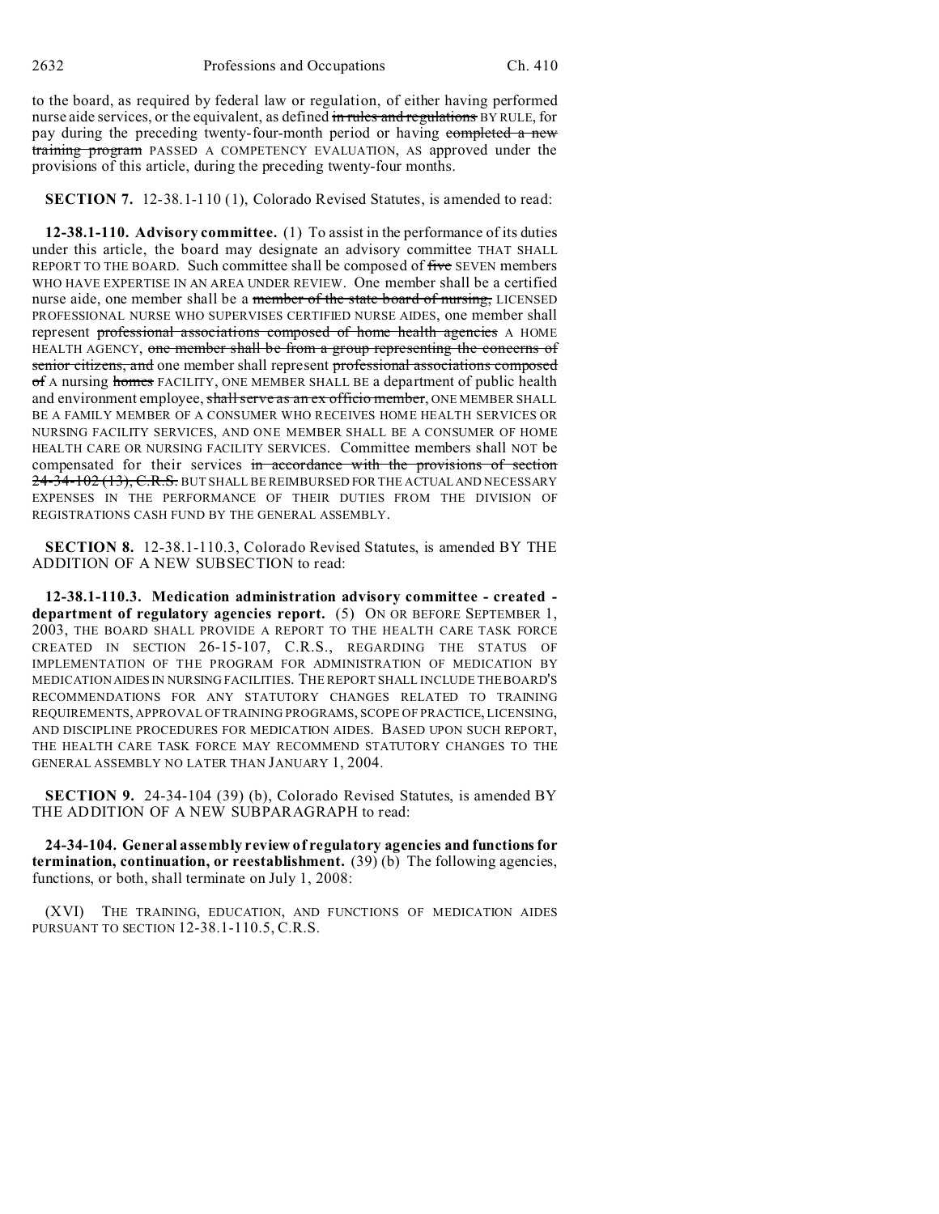to the board, as required by federal law or regulation, of either having performed nurse aide services, or the equivalent, as defined ~~in rules and regulations~~ BY RULE, for pay during the preceding twenty-four-month period or having ~~completed a new training program~~ PASSED A COMPETENCY EVALUATION, AS approved under the provisions of this article, during the preceding twenty-four months.

**SECTION 7.** 12-38.1-110 (1), Colorado Revised Statutes, is amended to read:

**12-38.1-110. Advisory committee.** (1) To assist in the performance of its duties under this article, the board may designate an advisory committee THAT SHALL REPORT TO THE BOARD. Such committee shall be composed of ~~five~~ SEVEN members WHO HAVE EXPERTISE IN AN AREA UNDER REVIEW. One member shall be a certified nurse aide, one member shall be a ~~member of the state board of nursing,~~ LICENSED PROFESSIONAL NURSE WHO SUPERVISES CERTIFIED NURSE AIDES, one member shall represent ~~professional associations composed of home health agencies~~ A HOME HEALTH AGENCY, ~~one member shall be from a group representing the concerns of senior citizens, and~~ one member shall represent ~~professional associations composed of~~ A nursing ~~homes~~ FACILITY, ONE MEMBER SHALL BE a department of public health and environment employee, ~~shall serve as an ex officio member~~, ONE MEMBER SHALL BE A FAMILY MEMBER OF A CONSUMER WHO RECEIVES HOME HEALTH SERVICES OR NURSING FACILITY SERVICES, AND ONE MEMBER SHALL BE A CONSUMER OF HOME HEALTH CARE OR NURSING FACILITY SERVICES. Committee members shall NOT be compensated for their services ~~in accordance with the provisions of section 24-34-102 (13), C.R.S.~~ BUT SHALL BE REIMBURSED FOR THE ACTUAL AND NECESSARY EXPENSES IN THE PERFORMANCE OF THEIR DUTIES FROM THE DIVISION OF REGISTRATIONS CASH FUND BY THE GENERAL ASSEMBLY.

**SECTION 8.** 12-38.1-110.3, Colorado Revised Statutes, is amended BY THE ADDITION OF A NEW SUBSECTION to read:

**12-38.1-110.3. Medication administration advisory committee - created - department of regulatory agencies report.** (5) ON OR BEFORE SEPTEMBER 1, 2003, THE BOARD SHALL PROVIDE A REPORT TO THE HEALTH CARE TASK FORCE CREATED IN SECTION 26-15-107, C.R.S., REGARDING THE STATUS OF IMPLEMENTATION OF THE PROGRAM FOR ADMINISTRATION OF MEDICATION BY MEDICATION AIDES IN NURSING FACILITIES. THE REPORT SHALL INCLUDE THE BOARD'S RECOMMENDATIONS FOR ANY STATUTORY CHANGES RELATED TO TRAINING REQUIREMENTS, APPROVAL OF TRAINING PROGRAMS, SCOPE OF PRACTICE, LICENSING, AND DISCIPLINE PROCEDURES FOR MEDICATION AIDES. BASED UPON SUCH REPORT, THE HEALTH CARE TASK FORCE MAY RECOMMEND STATUTORY CHANGES TO THE GENERAL ASSEMBLY NO LATER THAN JANUARY 1, 2004.

**SECTION 9.** 24-34-104 (39) (b), Colorado Revised Statutes, is amended BY THE ADDITION OF A NEW SUBPARAGRAPH to read:

**24-34-104. General assembly review of regulatory agencies and functions for termination, continuation, or reestablishment.** (39) (b) The following agencies, functions, or both, shall terminate on July 1, 2008:

(XVI) THE TRAINING, EDUCATION, AND FUNCTIONS OF MEDICATION AIDES PURSUANT TO SECTION 12-38.1-110.5, C.R.S.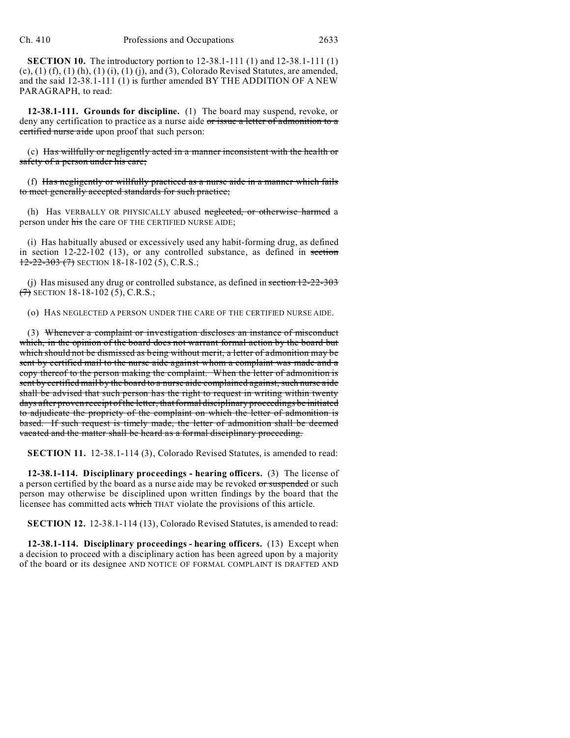**SECTION 10.** The introductory portion to 12-38.1-111 (1) and 12-38.1-111 (1) (c), (1) (f), (1) (h), (1) (i), (1) (j), and (3), Colorado Revised Statutes, are amended, and the said 12-38.1-111 (1) is further amended BY THE ADDITION OF A NEW PARAGRAPH, to read:

**12-38.1-111. Grounds for discipline.** (1) The board may suspend, revoke, or deny any certification to practice as a nurse aide ~~or issue a letter of admonition to a certified nurse aide~~ upon proof that such person:

(c) ~~Has willfully or negligently acted in a manner inconsistent with the health or safety of a person under his care;~~

(f) ~~Has negligently or willfully practiced as a nurse aide in a manner which fails to meet generally accepted standards for such practice;~~

(h) Has VERBALLY OR PHYSICALLY abused ~~neglected, or otherwise harmed~~ a person under ~~his~~ the care OF THE CERTIFIED NURSE AIDE;

(i) Has habitually abused or excessively used any habit-forming drug, as defined in section 12-22-102 (13), or any controlled substance, as defined in ~~section 12-22-303 (7)~~ SECTION 18-18-102 (5), C.R.S.;

(j) Has misused any drug or controlled substance, as defined in ~~section 12-22-303 (7)~~ SECTION 18-18-102 (5), C.R.S.;

(o) HAS NEGLECTED A PERSON UNDER THE CARE OF THE CERTIFIED NURSE AIDE.

(3) ~~Whenever a complaint or investigation discloses an instance of misconduct which, in the opinion of the board does not warrant formal action by the board but which should not be dismissed as being without merit, a letter of admonition may be sent by certified mail to the nurse aide against whom a complaint was made and a copy thereof to the person making the complaint. When the letter of admonition is sent by certified mail by the board to a nurse aide complained against, such nurse aide shall be advised that such person has the right to request in writing within twenty days after proven receipt of the letter, that formal disciplinary proceedings be initiated to adjudicate the propriety of the complaint on which the letter of admonition is based. If such request is timely made, the letter of admonition shall be deemed vacated and the matter shall be heard as a formal disciplinary proceeding.~~

**SECTION 11.** 12-38.1-114 (3), Colorado Revised Statutes, is amended to read:

**12-38.1-114. Disciplinary proceedings - hearing officers.** (3) The license of a person certified by the board as a nurse aide may be revoked ~~or suspended~~ or such person may otherwise be disciplined upon written findings by the board that the licensee has committed acts ~~which~~ THAT violate the provisions of this article.

**SECTION 12.** 12-38.1-114 (13), Colorado Revised Statutes, is amended to read:

**12-38.1-114. Disciplinary proceedings - hearing officers.** (13) Except when a decision to proceed with a disciplinary action has been agreed upon by a majority of the board or its designee AND NOTICE OF FORMAL COMPLAINT IS DRAFTED AND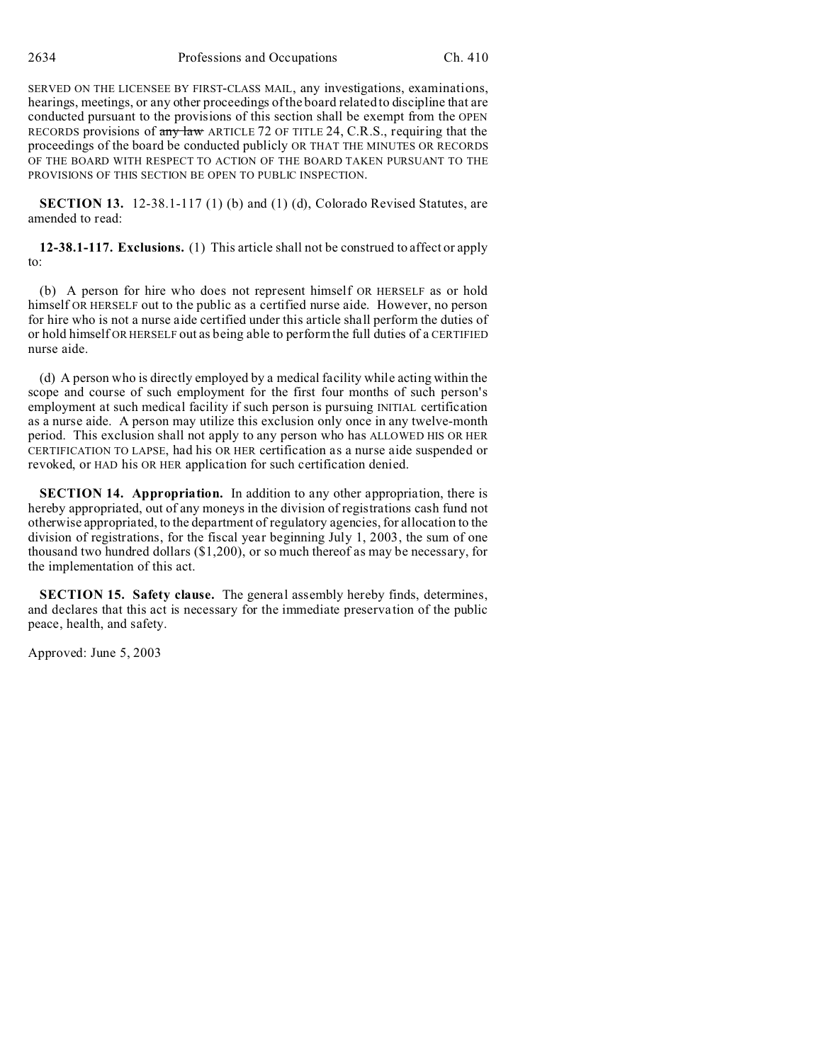SERVED ON THE LICENSEE BY FIRST-CLASS MAIL, any investigations, examinations, hearings, meetings, or any other proceedings of the board related to discipline that are conducted pursuant to the provisions of this section shall be exempt from the OPEN RECORDS provisions of ~~any law~~ ARTICLE 72 OF TITLE 24, C.R.S., requiring that the proceedings of the board be conducted publicly OR THAT THE MINUTES OR RECORDS OF THE BOARD WITH RESPECT TO ACTION OF THE BOARD TAKEN PURSUANT TO THE PROVISIONS OF THIS SECTION BE OPEN TO PUBLIC INSPECTION.

**SECTION 13.** 12-38.1-117 (1) (b) and (1) (d), Colorado Revised Statutes, are amended to read:

**12-38.1-117. Exclusions.** (1) This article shall not be construed to affect or apply to:

(b) A person for hire who does not represent himself OR HERSELF as or hold himself OR HERSELF out to the public as a certified nurse aide. However, no person for hire who is not a nurse aide certified under this article shall perform the duties of or hold himself OR HERSELF out as being able to perform the full duties of a CERTIFIED nurse aide.

(d) A person who is directly employed by a medical facility while acting within the scope and course of such employment for the first four months of such person's employment at such medical facility if such person is pursuing INITIAL certification as a nurse aide. A person may utilize this exclusion only once in any twelve-month period. This exclusion shall not apply to any person who has ALLOWED HIS OR HER CERTIFICATION TO LAPSE, had his OR HER certification as a nurse aide suspended or revoked, or HAD his OR HER application for such certification denied.

**SECTION 14. Appropriation.** In addition to any other appropriation, there is hereby appropriated, out of any moneys in the division of registrations cash fund not otherwise appropriated, to the department of regulatory agencies, for allocation to the division of registrations, for the fiscal year beginning July 1, 2003, the sum of one thousand two hundred dollars ($1,200), or so much thereof as may be necessary, for the implementation of this act.

**SECTION 15. Safety clause.** The general assembly hereby finds, determines, and declares that this act is necessary for the immediate preservation of the public peace, health, and safety.

Approved: June 5, 2003